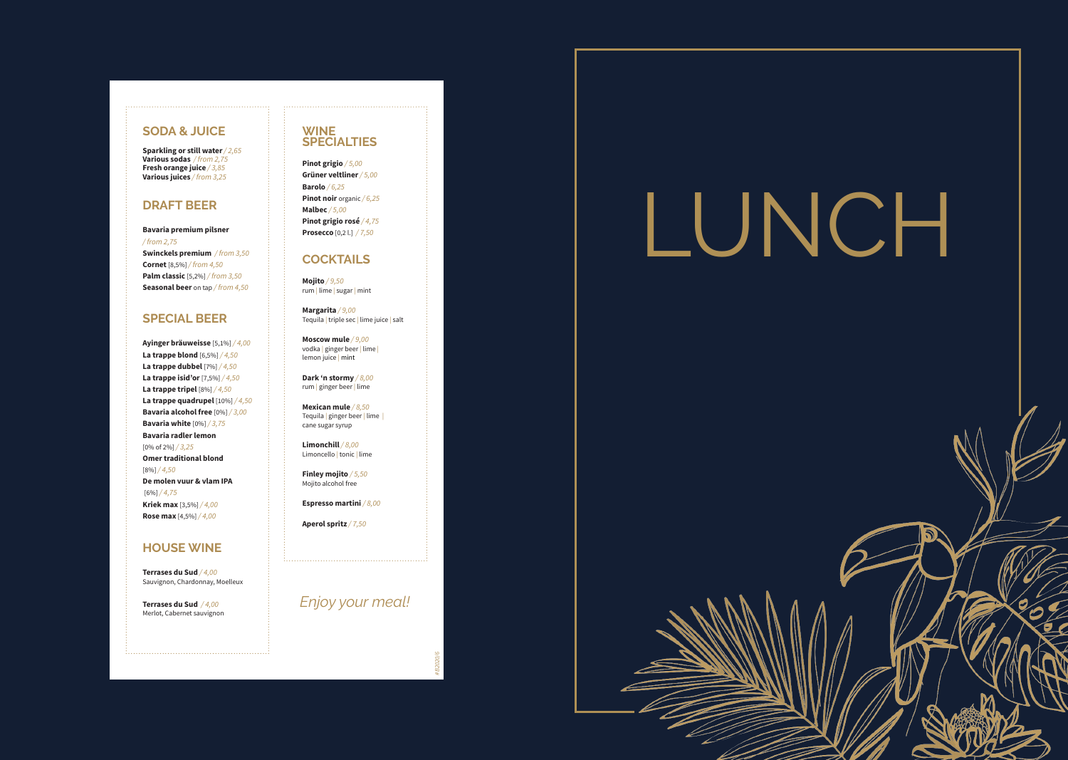## SODA & JUICE

**Sparkling or still water** */ 2,65*
**Various sodas** */ from 2,75*
**Fresh orange juice** */ 3,85*
**Various juices** */ from 3,25*

## DRAFT BEER

**Bavaria premium pilsner** */ from 2,75*
**Swinckels premium** */ from 3,50*
**Cornet** [8,5%] */ from 4,50*
**Palm classic** [5,2%] */ from 3,50*
**Seasonal beer** on tap */ from 4,50*

## SPECIAL BEER

**Ayinger bräuweisse** [5,1%] */ 4,00*
**La trappe blond** [6,5%] */ 4,50*
**La trappe dubbel** [7%] */ 4,50*
**La trappe isid'or** [7,5%] */ 4,50*
**La trappe tripel** [8%] */ 4,50*
**La trappe quadrupel** [10%] */ 4,50*
**Bavaria alcohol free** [0%] */ 3,00*
**Bavaria white** [0%] */ 3,75*
**Bavaria radler lemon** [0% of 2%] */ 3,25*
**Omer traditional blond** [8%] */ 4,50*
**De molen vuur & vlam IPA** [6%] */ 4,75*
**Kriek max** [3,5%] */ 4,00*
**Rose max** [4,5%] */ 4,00*

## HOUSE WINE

**Terrases du Sud** */ 4,00*
Sauvignon, Chardonnay, Moelleux

**Terrases du Sud** */ 4,00*
Merlot, Cabernet sauvignon

## WINE SPECIALTIES

**Pinot grigio** */ 5,00*
**Grüner veltliner** */ 5,00*
**Barolo** */ 6,25*
**Pinot noir** organic */ 6,25*
**Malbec** */ 5,00*
**Pinot grigio rosé** */ 4,75*
**Prosecco** [0,2 l.] */ 7,50*

## COCKTAILS

**Mojito** */ 9,50*
rum | lime | sugar | mint

**Margarita** */ 9,00*
Tequila | triple sec | lime juice | salt

**Moscow mule** */ 9,00*
vodka | ginger beer | lime | lemon juice | mint

**Dark 'n stormy** */ 8,00*
rum | ginger beer | lime

**Mexican mule** */ 8,50*
Tequila | ginger beer | lime | cane sugar syrup

**Limonchill** */ 8,00*
Limoncello | tonic | lime

**Finley mojito** */ 5,50*
Mojito alcohol free

**Espresso martini** */ 8,00*

**Aperol spritz** */ 7,50*

*Enjoy your meal!*

# LUNCH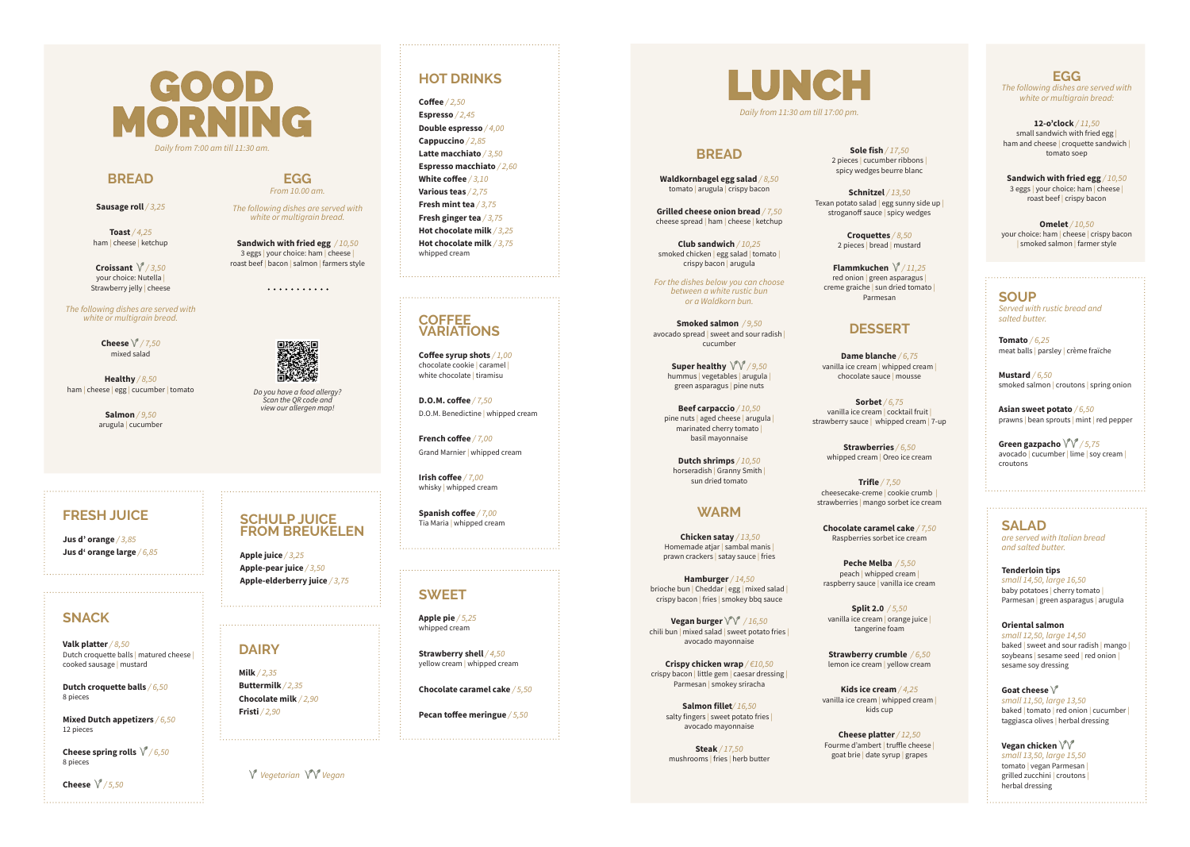# GOOD MORNING

*Daily from 7:00 am till 11:30 am.*

## BREAD

**Sausage roll** / 3,25

**Toast** / 4,25
ham | cheese | ketchup

**Croissant** V / 3,50
your choice: Nutella | Strawberry jelly | cheese

*The following dishes are served with white or multigrain bread.*

**Cheese** V / 7,50
mixed salad

**Healthy** / 8,50
ham | cheese | egg | cucumber | tomato

**Salmon** / 9,50
arugula | cucumber

## EGG

*From 10.00 am.*

*The following dishes are served with white or multigrain bread.*

**Sandwich with fried egg** / 10,50
3 eggs | your choice: ham | cheese | roast beef | bacon | salmon | farmers style

*Do you have a food allergy? Scan the QR code and view our allergen map!*

## HOT DRINKS

**Coffee** / 2,50
**Espresso** / 2,45
**Double espresso** / 4,00
**Cappuccino** / 2,85
**Latte macchiato** / 3,50
**Espresso macchiato** / 2,60
**White coffee** / 3,10
**Various teas** / 2,75
**Fresh mint tea** / 3,75
**Fresh ginger tea** / 3,75
**Hot chocolate milk** / 3,25
**Hot chocolate milk** / 3,75
whipped cream

## COFFEE VARIATIONS

**Coffee syrup shots** / 1,00
chocolate cookie | caramel | white chocolate | tiramisu

**D.O.M. coffee** / 7,50
D.O.M. Benedictine | whipped cream

**French coffee** / 7,00
Grand Marnier | whipped cream

**Irish coffee** / 7,00
whisky | whipped cream

**Spanish coffee** / 7,00
Tia Maria | whipped cream

## FRESH JUICE

**Jus d' orange** / 3,85
**Jus d' orange large** / 6,85

## SCHULP JUICE FROM BREUKELEN

**Apple juice** / 3,25
**Apple-pear juice** / 3,50
**Apple-elderberry juice** / 3,75

## SNACK

**Valk platter** / 8,50
Dutch croquette balls | matured cheese | cooked sausage | mustard

**Dutch croquette balls** / 6,50
8 pieces

**Mixed Dutch appetizers** / 6,50
12 pieces

**Cheese spring rolls** V / 6,50
8 pieces

**Cheese** V / 5,50

## DAIRY

**Milk** / 2,35
**Buttermilk** / 2,35
**Chocolate milk** / 2,90
**Fristi** / 2,90

## SWEET

**Apple pie** / 5,25
whipped cream

**Strawberry shell** / 4,50
yellow cream | whipped cream

**Chocolate caramel cake** / 5,50

**Pecan toffee meringue** / 5,50

*V Vegetarian VV Vegan*

# LUNCH

*Daily from 11:30 am till 17:00 pm.*

## BREAD

**Waldkornbagel egg salad** / 8,50
tomato | arugula | crispy bacon

**Grilled cheese onion bread** / 7,50
cheese spread | ham | cheese | ketchup

**Club sandwich** / 10,25
smoked chicken | egg salad | tomato | crispy bacon | arugula

*For the dishes below you can choose between a white rustic bun or a Waldkorn bun.*

**Smoked salmon** / 9,50
avocado spread | sweet and sour radish | cucumber

**Super healthy** VV / 9,50
hummus | vegetables | arugula | green asparagus | pine nuts

**Beef carpaccio** / 10,50
pine nuts | aged cheese | arugula | marinated cherry tomato | basil mayonnaise

**Dutch shrimps** / 10,50
horseradish | Granny Smith | sun dried tomato

## WARM

**Chicken satay** / 13,50
Homemade atjar | sambal manis | prawn crackers | satay sauce | fries

**Hamburger** / 14,50
brioche bun | Cheddar | egg | mixed salad | crispy bacon | fries | smokey bbq sauce

**Vegan burger** VV / 16,50
chili bun | mixed salad | sweet potato fries | avocado mayonnaise

**Crispy chicken wrap** / €10,50
crispy bacon | little gem | caesar dressing | Parmesan | smokey sriracha

**Salmon fillet** / 16,50
salty fingers | sweet potato fries | avocado mayonnaise

**Steak** / 17,50
mushrooms | fries | herb butter

**Sole fish** / 17,50
2 pieces | cucumber ribbons | spicy wedges beurre blanc

**Schnitzel** / 13,50
Texan potato salad | egg sunny side up | stroganoff sauce | spicy wedges

**Croquettes** / 8,50
2 pieces | bread | mustard

**Flammkuchen** V / 11,25
red onion | green asparagus | creme graiche | sun dried tomato | Parmesan

## DESSERT

**Dame blanche** / 6,75
vanilla ice cream | whipped cream | chocolate sauce | mousse

**Sorbet** / 6,75
vanilla ice cream | cocktail fruit | strawberry sauce | whipped cream | 7-up

**Strawberries** / 6,50
whipped cream | Oreo ice cream

**Trifle** / 7,50
cheesecake-creme | cookie crumb | strawberries | mango sorbet ice cream

**Chocolate caramel cake** / 7,50
Raspberries sorbet ice cream

**Peche Melba** / 5,50
peach | whipped cream | raspberry sauce | vanilla ice cream

**Split 2.0** / 5,50
vanilla ice cream | orange juice | tangerine foam

**Strawberry crumble** / 6,50
lemon ice cream | yellow cream

**Kids ice cream** / 4,25
vanilla ice cream | whipped cream | kids cup

**Cheese platter** / 12,50
Fourme d'ambert | truffle cheese | goat brie | date syrup | grapes

## EGG

*The following dishes are served with white or multigrain bread:*

**12-o'clock** / 11,50
small sandwich with fried egg | ham and cheese | croquette sandwich | tomato soep

**Sandwich with fried egg** / 10,50
3 eggs | your choice: ham | cheese | roast beef | crispy bacon

**Omelet** / 10,50
your choice: ham | cheese | crispy bacon | smoked salmon | farmer style

## SOUP

*Served with rustic bread and salted butter.*

**Tomato** / 6,25
meat balls | parsley | crème fraîche

**Mustard** / 6,50
smoked salmon | croutons | spring onion

**Asian sweet potato** / 6,50
prawns | bean sprouts | mint | red pepper

**Green gazpacho** VV / 5,75
avocado | cucumber | lime | soy cream | croutons

## SALAD

*are served with Italian bread and salted butter.*

**Tenderloin tips**
*small 14,50, large 16,50*
baby potatoes | cherry tomato | Parmesan | green asparagus | arugula

**Oriental salmon**
*small 12,50, large 14,50*
baked | sweet and sour radish | mango | soybeans | sesame seed | red onion | sesame soy dressing

**Goat cheese** V
*small 11,50, large 13,50*
baked | tomato | red onion | cucumber | taggiasca olives | herbal dressing

**Vegan chicken** VV
*small 13,50, large 15,50*
tomato | vegan Parmesan | grilled zucchini | croutons | herbal dressing